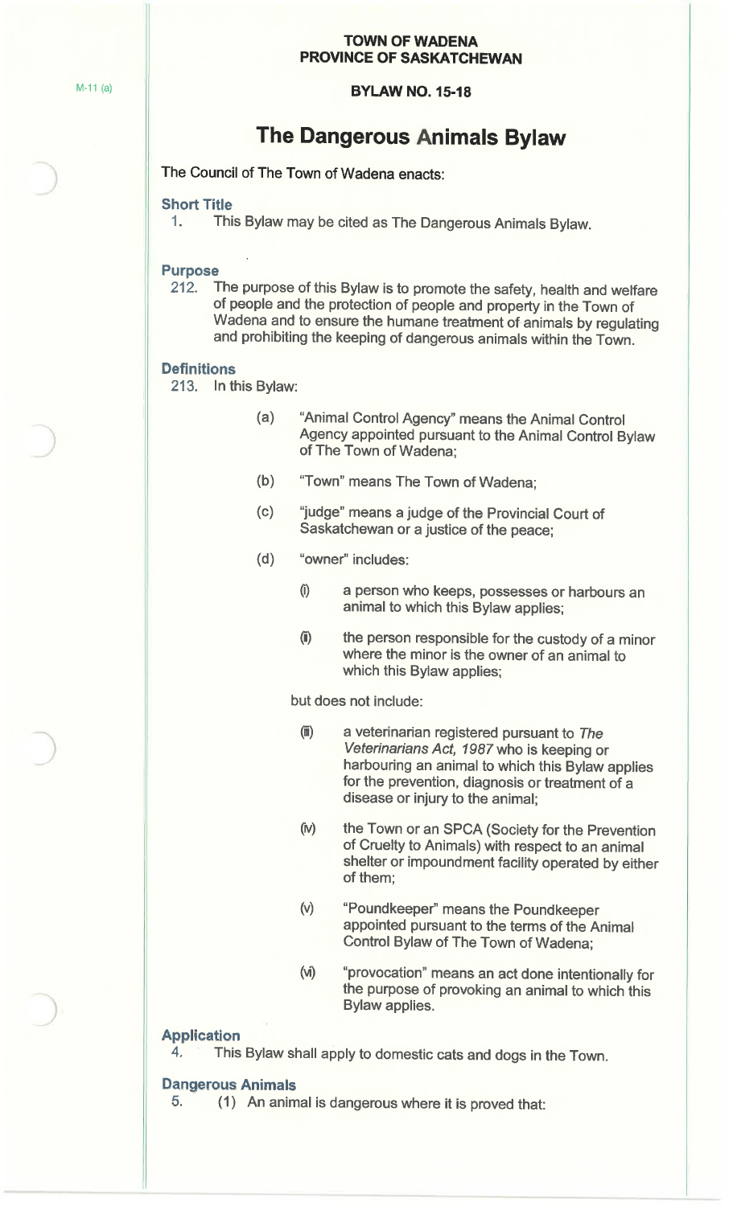**TOWN OF WADENA**
**PROVINCE OF SASKATCHEWAN**

M-11 (a)

**BYLAW NO. 15-18**

# The Dangerous Animals Bylaw

The Council of The Town of Wadena enacts:

## Short Title

1. This Bylaw may be cited as The Dangerous Animals Bylaw.

## Purpose

212. The purpose of this Bylaw is to promote the safety, health and welfare of people and the protection of people and property in the Town of Wadena and to ensure the humane treatment of animals by regulating and prohibiting the keeping of dangerous animals within the Town.

## Definitions

213. In this Bylaw:

(a) "Animal Control Agency" means the Animal Control Agency appointed pursuant to the Animal Control Bylaw of The Town of Wadena;

(b) "Town" means The Town of Wadena;

(c) "judge" means a judge of the Provincial Court of Saskatchewan or a justice of the peace;

(d) "owner" includes:

(i) a person who keeps, possesses or harbours an animal to which this Bylaw applies;

(ii) the person responsible for the custody of a minor where the minor is the owner of an animal to which this Bylaw applies;

but does not include:

(iii) a veterinarian registered pursuant to *The Veterinarians Act, 1987* who is keeping or harbouring an animal to which this Bylaw applies for the prevention, diagnosis or treatment of a disease or injury to the animal;

(iv) the Town or an SPCA (Society for the Prevention of Cruelty to Animals) with respect to an animal shelter or impoundment facility operated by either of them;

(v) "Poundkeeper" means the Poundkeeper appointed pursuant to the terms of the Animal Control Bylaw of The Town of Wadena;

(vi) "provocation" means an act done intentionally for the purpose of provoking an animal to which this Bylaw applies.

## Application

4. This Bylaw shall apply to domestic cats and dogs in the Town.

## Dangerous Animals

5. (1) An animal is dangerous where it is proved that: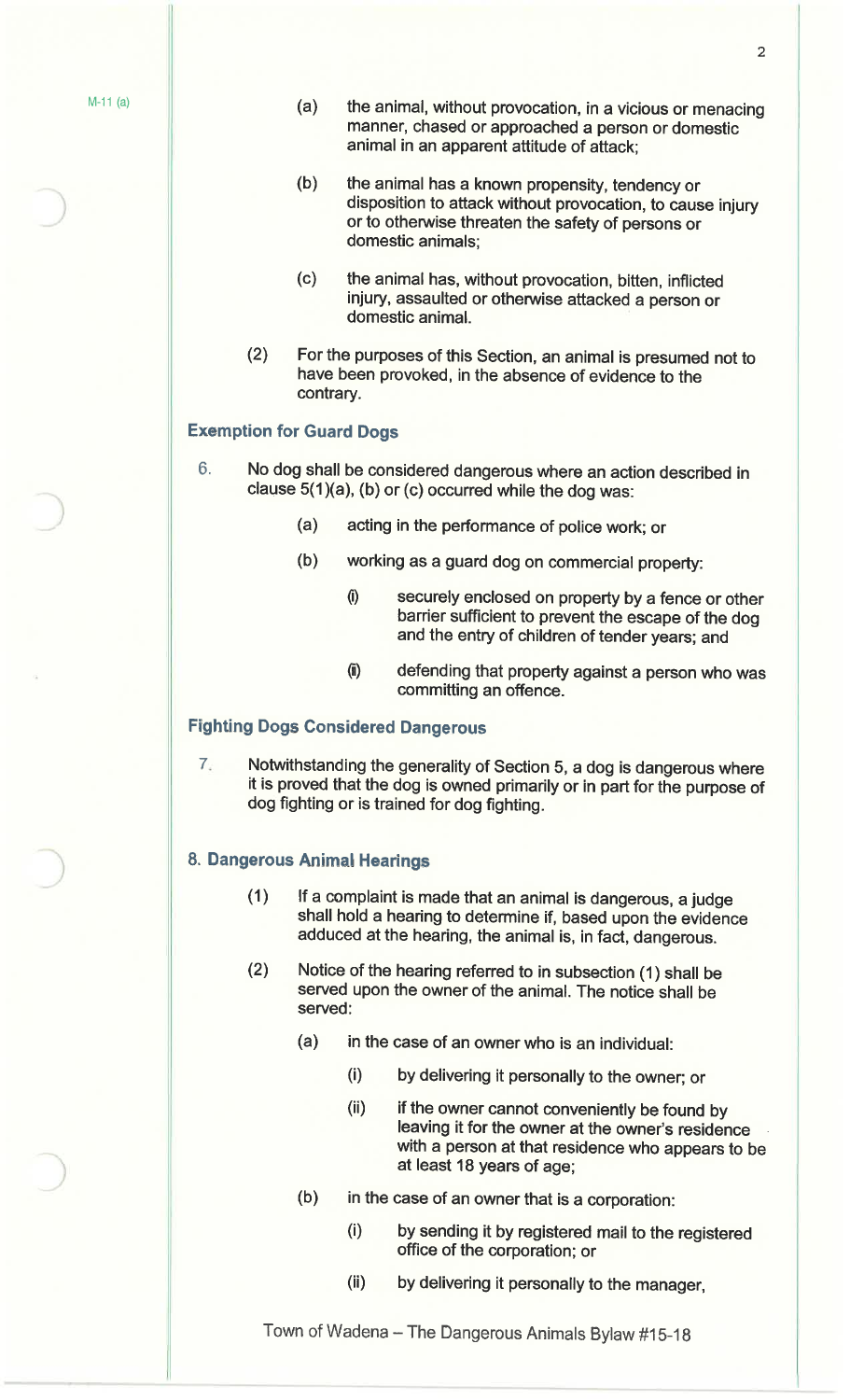(a) the animal, without provocation, in a vicious or menacing manner, chased or approached a person or domestic animal in an apparent attitude of attack;

(b) the animal has a known propensity, tendency or disposition to attack without provocation, to cause injury or to otherwise threaten the safety of persons or domestic animals;

(c) the animal has, without provocation, bitten, inflicted injury, assaulted or otherwise attacked a person or domestic animal.

(2) For the purposes of this Section, an animal is presumed not to have been provoked, in the absence of evidence to the contrary.

### Exemption for Guard Dogs

6. No dog shall be considered dangerous where an action described in clause 5(1)(a), (b) or (c) occurred while the dog was:

   (a) acting in the performance of police work; or

   (b) working as a guard dog on commercial property:

      (i) securely enclosed on property by a fence or other barrier sufficient to prevent the escape of the dog and the entry of children of tender years; and

      (ii) defending that property against a person who was committing an offence.

### Fighting Dogs Considered Dangerous

7. Notwithstanding the generality of Section 5, a dog is dangerous where it is proved that the dog is owned primarily or in part for the purpose of dog fighting or is trained for dog fighting.

### 8. Dangerous Animal Hearings

(1) If a complaint is made that an animal is dangerous, a judge shall hold a hearing to determine if, based upon the evidence adduced at the hearing, the animal is, in fact, dangerous.

(2) Notice of the hearing referred to in subsection (1) shall be served upon the owner of the animal. The notice shall be served:

   (a) in the case of an owner who is an individual:

      (i) by delivering it personally to the owner; or

      (ii) if the owner cannot conveniently be found by leaving it for the owner at the owner's residence with a person at that residence who appears to be at least 18 years of age;

   (b) in the case of an owner that is a corporation:

      (i) by sending it by registered mail to the registered office of the corporation; or

      (ii) by delivering it personally to the manager,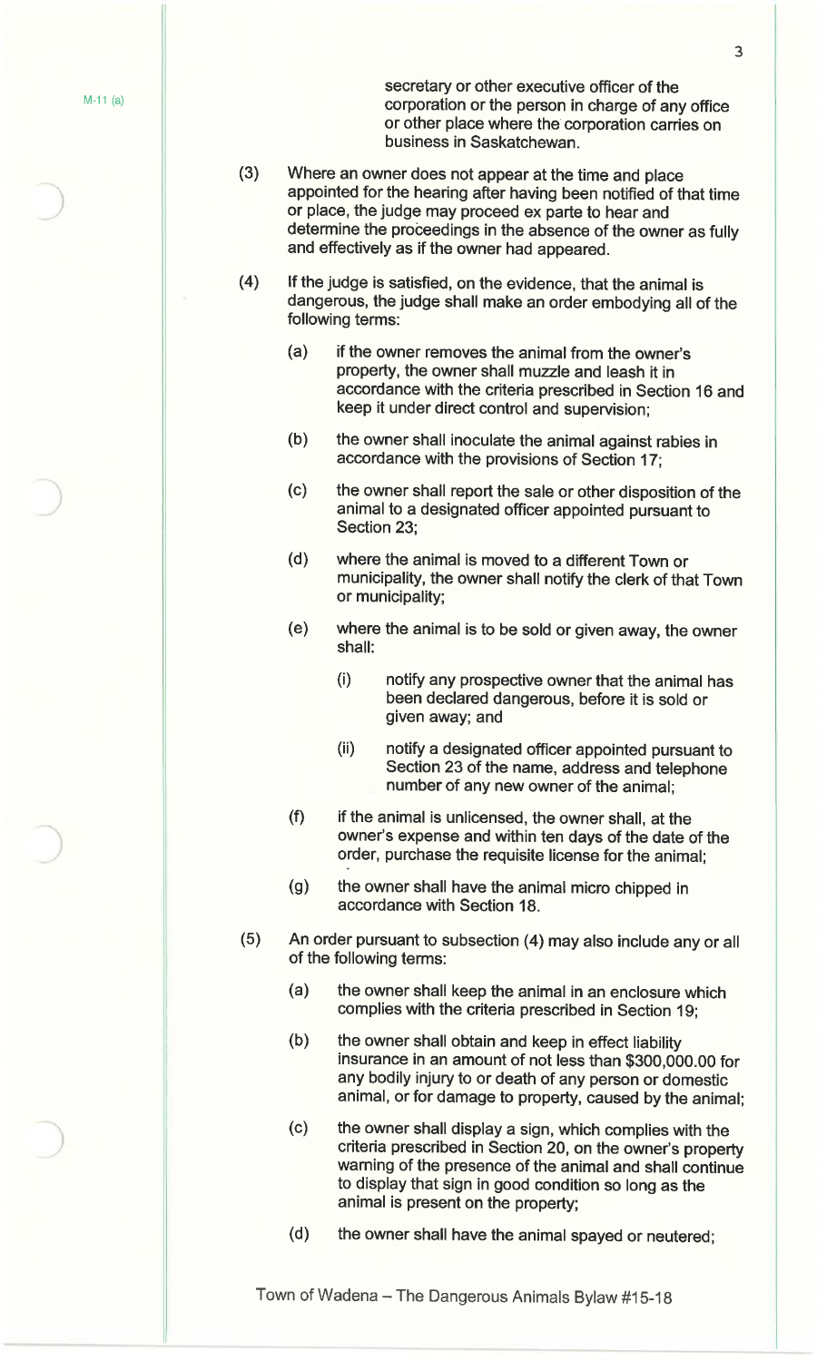secretary or other executive officer of the corporation or the person in charge of any office or other place where the corporation carries on business in Saskatchewan.

(3) Where an owner does not appear at the time and place appointed for the hearing after having been notified of that time or place, the judge may proceed ex parte to hear and determine the proceedings in the absence of the owner as fully and effectively as if the owner had appeared.

(4) If the judge is satisfied, on the evidence, that the animal is dangerous, the judge shall make an order embodying all of the following terms:

- (a) if the owner removes the animal from the owner's property, the owner shall muzzle and leash it in accordance with the criteria prescribed in Section 16 and keep it under direct control and supervision;
- (b) the owner shall inoculate the animal against rabies in accordance with the provisions of Section 17;
- (c) the owner shall report the sale or other disposition of the animal to a designated officer appointed pursuant to Section 23;
- (d) where the animal is moved to a different Town or municipality, the owner shall notify the clerk of that Town or municipality;
- (e) where the animal is to be sold or given away, the owner shall:
  - (i) notify any prospective owner that the animal has been declared dangerous, before it is sold or given away; and
  - (ii) notify a designated officer appointed pursuant to Section 23 of the name, address and telephone number of any new owner of the animal;
- (f) if the animal is unlicensed, the owner shall, at the owner's expense and within ten days of the date of the order, purchase the requisite license for the animal;
- (g) the owner shall have the animal micro chipped in accordance with Section 18.

(5) An order pursuant to subsection (4) may also include any or all of the following terms:

- (a) the owner shall keep the animal in an enclosure which complies with the criteria prescribed in Section 19;
- (b) the owner shall obtain and keep in effect liability insurance in an amount of not less than $300,000.00 for any bodily injury to or death of any person or domestic animal, or for damage to property, caused by the animal;
- (c) the owner shall display a sign, which complies with the criteria prescribed in Section 20, on the owner's property warning of the presence of the animal and shall continue to display that sign in good condition so long as the animal is present on the property;
- (d) the owner shall have the animal spayed or neutered;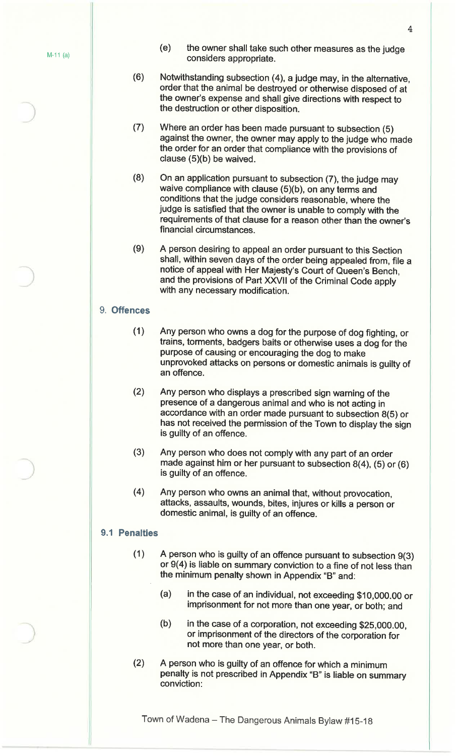(e) the owner shall take such other measures as the judge considers appropriate.

(6) Notwithstanding subsection (4), a judge may, in the alternative, order that the animal be destroyed or otherwise disposed of at the owner's expense and shall give directions with respect to the destruction or other disposition.

(7) Where an order has been made pursuant to subsection (5) against the owner, the owner may apply to the judge who made the order for an order that compliance with the provisions of clause (5)(b) be waived.

(8) On an application pursuant to subsection (7), the judge may waive compliance with clause (5)(b), on any terms and conditions that the judge considers reasonable, where the judge is satisfied that the owner is unable to comply with the requirements of that clause for a reason other than the owner's financial circumstances.

(9) A person desiring to appeal an order pursuant to this Section shall, within seven days of the order being appealed from, file a notice of appeal with Her Majesty's Court of Queen's Bench, and the provisions of Part XXVII of the Criminal Code apply with any necessary modification.

## 9. Offences

(1) Any person who owns a dog for the purpose of dog fighting, or trains, torments, badgers baits or otherwise uses a dog for the purpose of causing or encouraging the dog to make unprovoked attacks on persons or domestic animals is guilty of an offence.

(2) Any person who displays a prescribed sign warning of the presence of a dangerous animal and who is not acting in accordance with an order made pursuant to subsection 8(5) or has not received the permission of the Town to display the sign is guilty of an offence.

(3) Any person who does not comply with any part of an order made against him or her pursuant to subsection 8(4), (5) or (6) is guilty of an offence.

(4) Any person who owns an animal that, without provocation, attacks, assaults, wounds, bites, injures or kills a person or domestic animal, is guilty of an offence.

## 9.1 Penalties

(1) A person who is guilty of an offence pursuant to subsection 9(3) or 9(4) is liable on summary conviction to a fine of not less than the minimum penalty shown in Appendix "B" and:

(a) in the case of an individual, not exceeding $10,000.00 or imprisonment for not more than one year, or both; and

(b) in the case of a corporation, not exceeding $25,000.00, or imprisonment of the directors of the corporation for not more than one year, or both.

(2) A person who is guilty of an offence for which a minimum penalty is not prescribed in Appendix "B" is liable on summary conviction: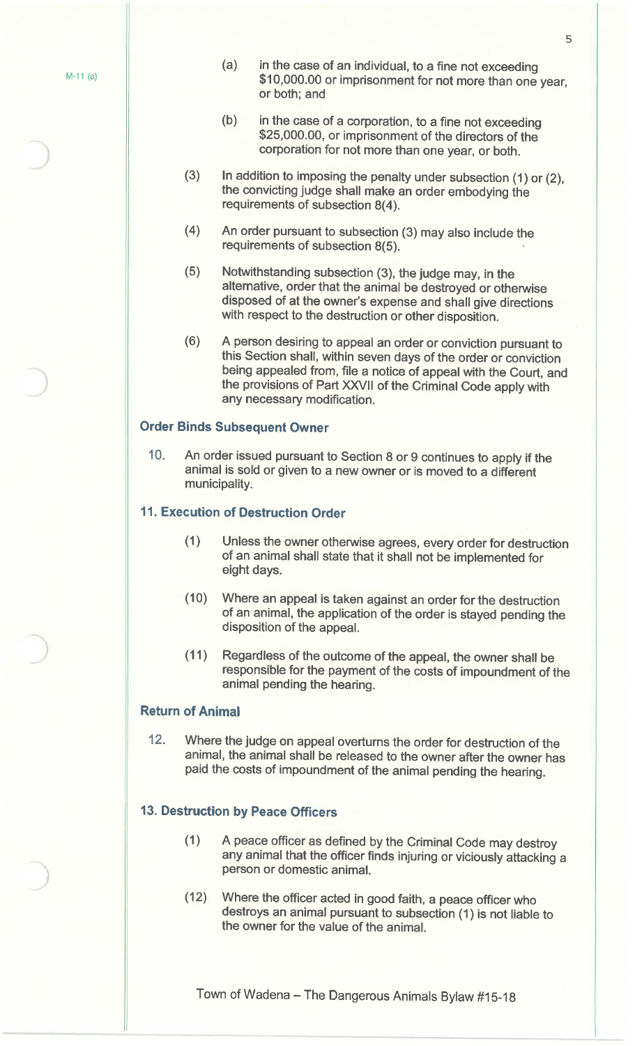M-11 (a)

(a) in the case of an individual, to a fine not exceeding \$10,000.00 or imprisonment for not more than one year, or both; and

(b) in the case of a corporation, to a fine not exceeding \$25,000.00, or imprisonment of the directors of the corporation for not more than one year, or both.

(3) In addition to imposing the penalty under subsection (1) or (2), the convicting judge shall make an order embodying the requirements of subsection 8(4).

(4) An order pursuant to subsection (3) may also include the requirements of subsection 8(5).

(5) Notwithstanding subsection (3), the judge may, in the alternative, order that the animal be destroyed or otherwise disposed of at the owner's expense and shall give directions with respect to the destruction or other disposition.

(6) A person desiring to appeal an order or conviction pursuant to this Section shall, within seven days of the order or conviction being appealed from, file a notice of appeal with the Court, and the provisions of Part XXVII of the Criminal Code apply with any necessary modification.

### Order Binds Subsequent Owner

10. An order issued pursuant to Section 8 or 9 continues to apply if the animal is sold or given to a new owner or is moved to a different municipality.

### 11. Execution of Destruction Order

(1) Unless the owner otherwise agrees, every order for destruction of an animal shall state that it shall not be implemented for eight days.

(10) Where an appeal is taken against an order for the destruction of an animal, the application of the order is stayed pending the disposition of the appeal.

(11) Regardless of the outcome of the appeal, the owner shall be responsible for the payment of the costs of impoundment of the animal pending the hearing.

### Return of Animal

12. Where the judge on appeal overturns the order for destruction of the animal, the animal shall be released to the owner after the owner has paid the costs of impoundment of the animal pending the hearing.

### 13. Destruction by Peace Officers

(1) A peace officer as defined by the Criminal Code may destroy any animal that the officer finds injuring or viciously attacking a person or domestic animal.

(12) Where the officer acted in good faith, a peace officer who destroys an animal pursuant to subsection (1) is not liable to the owner for the value of the animal.

Town of Wadena – The Dangerous Animals Bylaw #15-18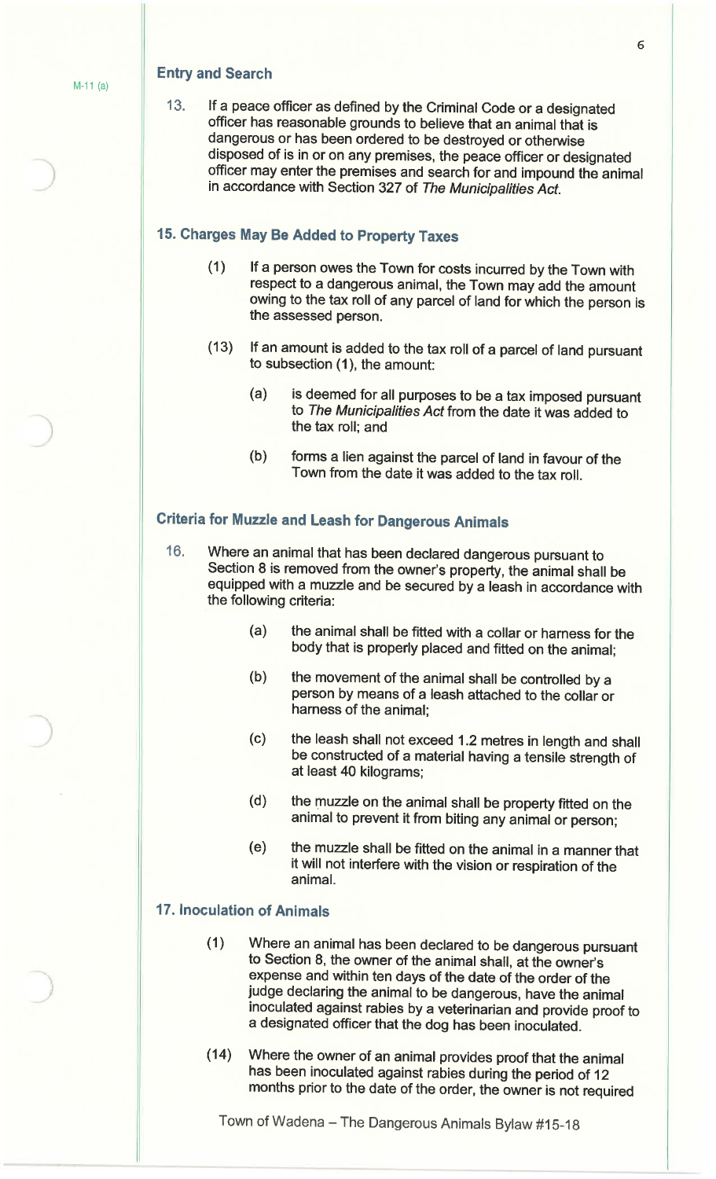M-11 (a)

## Entry and Search

13. If a peace officer as defined by the Criminal Code or a designated officer has reasonable grounds to believe that an animal that is dangerous or has been ordered to be destroyed or otherwise disposed of is in or on any premises, the peace officer or designated officer may enter the premises and search for and impound the animal in accordance with Section 327 of *The Municipalities Act*.

## 15. Charges May Be Added to Property Taxes

(1) If a person owes the Town for costs incurred by the Town with respect to a dangerous animal, the Town may add the amount owing to the tax roll of any parcel of land for which the person is the assessed person.

(13) If an amount is added to the tax roll of a parcel of land pursuant to subsection (1), the amount:

(a) is deemed for all purposes to be a tax imposed pursuant to *The Municipalities Act* from the date it was added to the tax roll; and

(b) forms a lien against the parcel of land in favour of the Town from the date it was added to the tax roll.

## Criteria for Muzzle and Leash for Dangerous Animals

16. Where an animal that has been declared dangerous pursuant to Section 8 is removed from the owner's property, the animal shall be equipped with a muzzle and be secured by a leash in accordance with the following criteria:

(a) the animal shall be fitted with a collar or harness for the body that is properly placed and fitted on the animal;

(b) the movement of the animal shall be controlled by a person by means of a leash attached to the collar or harness of the animal;

(c) the leash shall not exceed 1.2 metres in length and shall be constructed of a material having a tensile strength of at least 40 kilograms;

(d) the muzzle on the animal shall be property fitted on the animal to prevent it from biting any animal or person;

(e) the muzzle shall be fitted on the animal in a manner that it will not interfere with the vision or respiration of the animal.

## 17. Inoculation of Animals

(1) Where an animal has been declared to be dangerous pursuant to Section 8, the owner of the animal shall, at the owner's expense and within ten days of the date of the order of the judge declaring the animal to be dangerous, have the animal inoculated against rabies by a veterinarian and provide proof to a designated officer that the dog has been inoculated.

(14) Where the owner of an animal provides proof that the animal has been inoculated against rabies during the period of 12 months prior to the date of the order, the owner is not required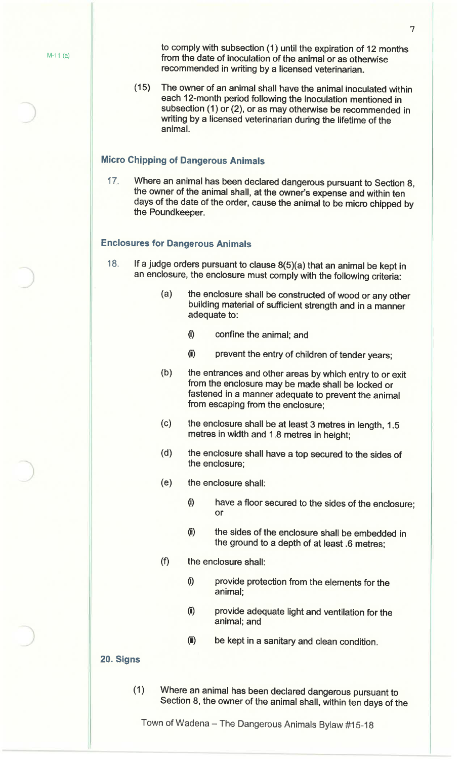to comply with subsection (1) until the expiration of 12 months from the date of inoculation of the animal or as otherwise recommended in writing by a licensed veterinarian.

(15) The owner of an animal shall have the animal inoculated within each 12-month period following the inoculation mentioned in subsection (1) or (2), or as may otherwise be recommended in writing by a licensed veterinarian during the lifetime of the animal.

### Micro Chipping of Dangerous Animals

17. Where an animal has been declared dangerous pursuant to Section 8, the owner of the animal shall, at the owner's expense and within ten days of the date of the order, cause the animal to be micro chipped by the Poundkeeper.

### Enclosures for Dangerous Animals

18. If a judge orders pursuant to clause 8(5)(a) that an animal be kept in an enclosure, the enclosure must comply with the following criteria:

   (a) the enclosure shall be constructed of wood or any other building material of sufficient strength and in a manner adequate to:

      (i) confine the animal; and

      (ii) prevent the entry of children of tender years;

   (b) the entrances and other areas by which entry to or exit from the enclosure may be made shall be locked or fastened in a manner adequate to prevent the animal from escaping from the enclosure;

   (c) the enclosure shall be at least 3 metres in length, 1.5 metres in width and 1.8 metres in height;

   (d) the enclosure shall have a top secured to the sides of the enclosure;

   (e) the enclosure shall:

      (i) have a floor secured to the sides of the enclosure; or

      (ii) the sides of the enclosure shall be embedded in the ground to a depth of at least .6 metres;

   (f) the enclosure shall:

      (i) provide protection from the elements for the animal;

      (ii) provide adequate light and ventilation for the animal; and

      (iii) be kept in a sanitary and clean condition.

### 20. Signs

(1) Where an animal has been declared dangerous pursuant to Section 8, the owner of the animal shall, within ten days of the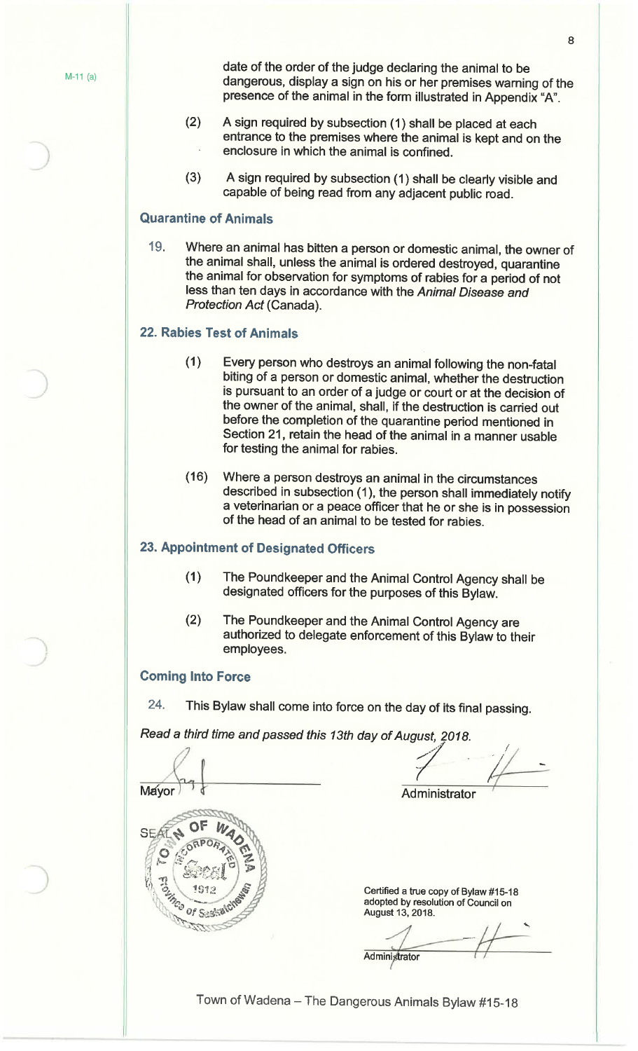date of the order of the judge declaring the animal to be dangerous, display a sign on his or her premises warning of the presence of the animal in the form illustrated in Appendix "A".

(2) A sign required by subsection (1) shall be placed at each entrance to the premises where the animal is kept and on the enclosure in which the animal is confined.

(3) A sign required by subsection (1) shall be clearly visible and capable of being read from any adjacent public road.

### Quarantine of Animals

19. Where an animal has bitten a person or domestic animal, the owner of the animal shall, unless the animal is ordered destroyed, quarantine the animal for observation for symptoms of rabies for a period of not less than ten days in accordance with the *Animal Disease and Protection Act* (Canada).

### 22. Rabies Test of Animals

(1) Every person who destroys an animal following the non-fatal biting of a person or domestic animal, whether the destruction is pursuant to an order of a judge or court or at the decision of the owner of the animal, shall, if the destruction is carried out before the completion of the quarantine period mentioned in Section 21, retain the head of the animal in a manner usable for testing the animal for rabies.

(16) Where a person destroys an animal in the circumstances described in subsection (1), the person shall immediately notify a veterinarian or a peace officer that he or she is in possession of the head of an animal to be tested for rabies.

### 23. Appointment of Designated Officers

(1) The Poundkeeper and the Animal Control Agency shall be designated officers for the purposes of this Bylaw.

(2) The Poundkeeper and the Animal Control Agency are authorized to delegate enforcement of this Bylaw to their employees.

### Coming Into Force

24. This Bylaw shall come into force on the day of its final passing.

*Read a third time and passed this 13th day of August, 2018.*

Mayor

Administrator

SEAL

Certified a true copy of Bylaw #15-18 adopted by resolution of Council on August 13, 2018.

Administrator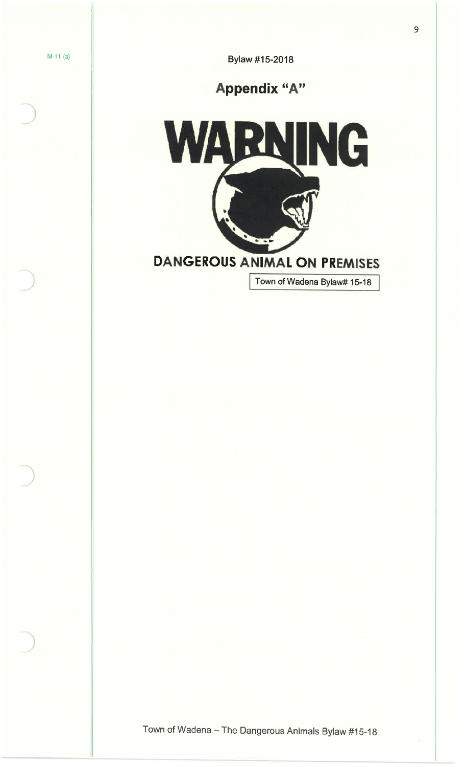M-11 (a)

Bylaw #15-2018

# Appendix "A"

WARNING

DANGEROUS ANIMAL ON PREMISES

Town of Wadena Bylaw# 15-18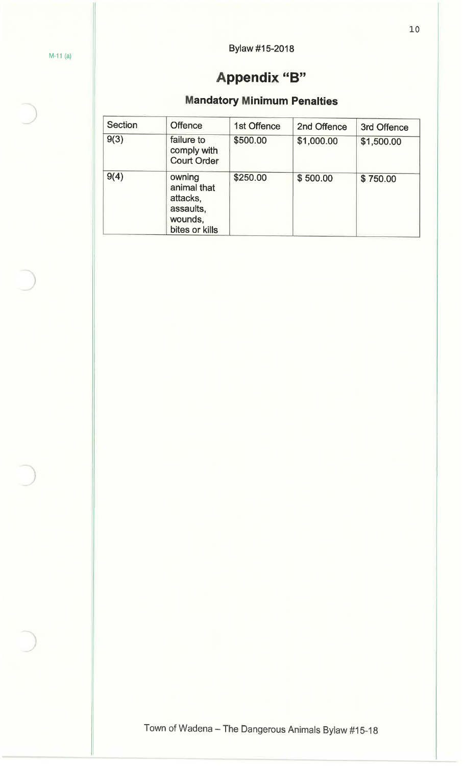Bylaw #15-2018

# Appendix "B"

## Mandatory Minimum Penalties

| Section | Offence | 1st Offence | 2nd Offence | 3rd Offence |
|---|---|---|---|---|
| 9(3) | failure to comply with Court Order | $500.00 | $1,000.00 | $1,500.00 |
| 9(4) | owning animal that attacks, assaults, wounds, bites or kills | $250.00 | $ 500.00 | $ 750.00 |